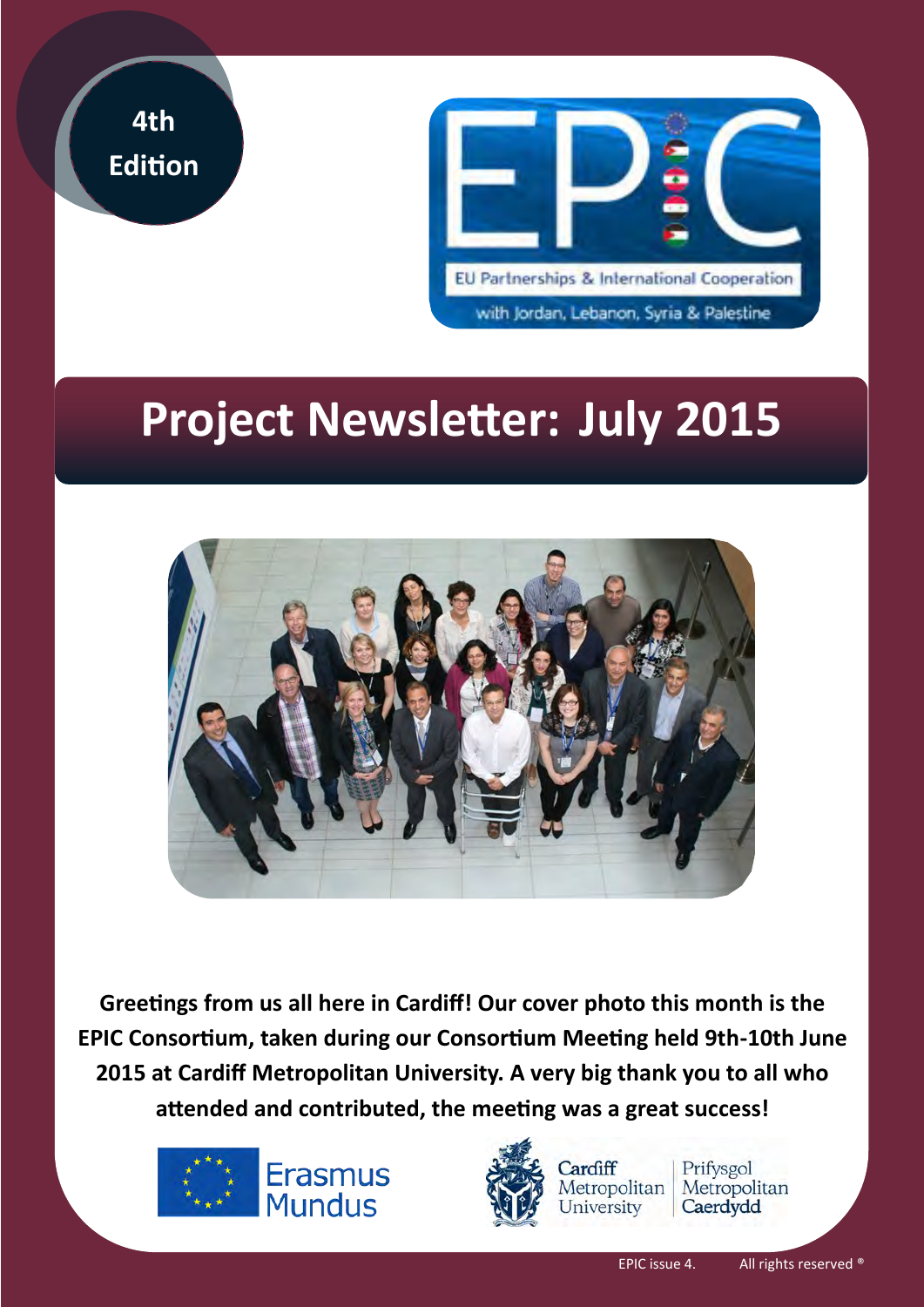4th Edition

EPIC

EU Partnerships & International Cooperation

with Jordan, Lebanon, Syria & Palestine

# Project Newsletter: July 2015

**Greetings from us all here in Cardiff! Our cover photo this month is the EPIC Consortium, taken during our Consortium Meeting held 9th-10th June 2015 at Cardiff Metropolitan University. A very big thank you to all who attended and contributed, the meeting was a great success!**

Erasmus Mundus

Cardiff Metropolitan University | Prifysgol Metropolitan Caerdydd

EPIC issue 4. All rights reserved ®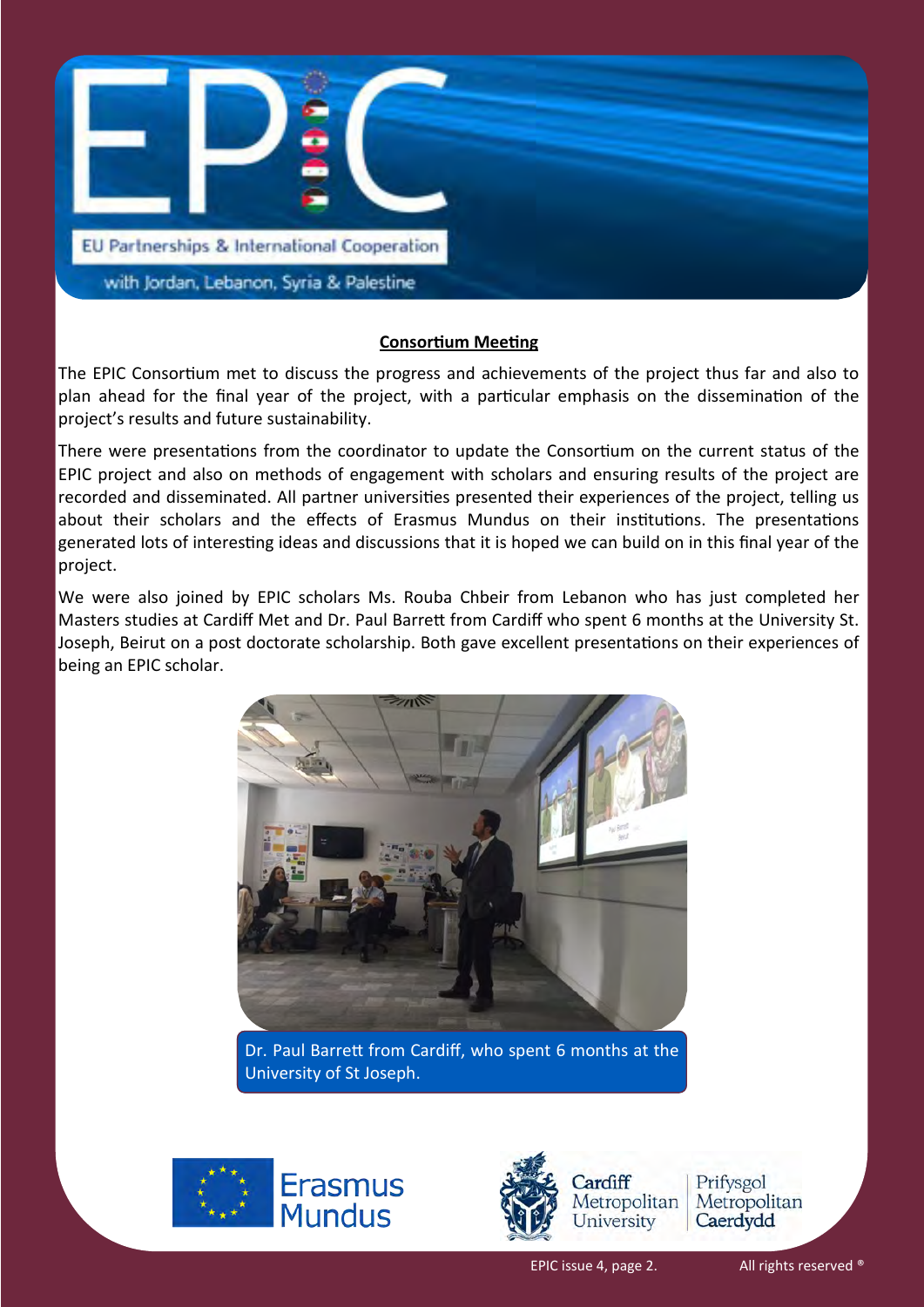EU Partnerships & International Cooperation

with Jordan, Lebanon, Syria & Palestine

## Consortium Meeting

The EPIC Consortium met to discuss the progress and achievements of the project thus far and also to plan ahead for the final year of the project, with a particular emphasis on the dissemination of the project's results and future sustainability.

There were presentations from the coordinator to update the Consortium on the current status of the EPIC project and also on methods of engagement with scholars and ensuring results of the project are recorded and disseminated. All partner universities presented their experiences of the project, telling us about their scholars and the effects of Erasmus Mundus on their institutions. The presentations generated lots of interesting ideas and discussions that it is hoped we can build on in this final year of the project.

We were also joined by EPIC scholars Ms. Rouba Chbeir from Lebanon who has just completed her Masters studies at Cardiff Met and Dr. Paul Barrett from Cardiff who spent 6 months at the University St. Joseph, Beirut on a post doctorate scholarship. Both gave excellent presentations on their experiences of being an EPIC scholar.

Dr. Paul Barrett from Cardiff, who spent 6 months at the University of St Joseph.

Erasmus Mundus

Cardiff Metropolitan University | Prifysgol Metropolitan Caerdydd

All rights reserved ®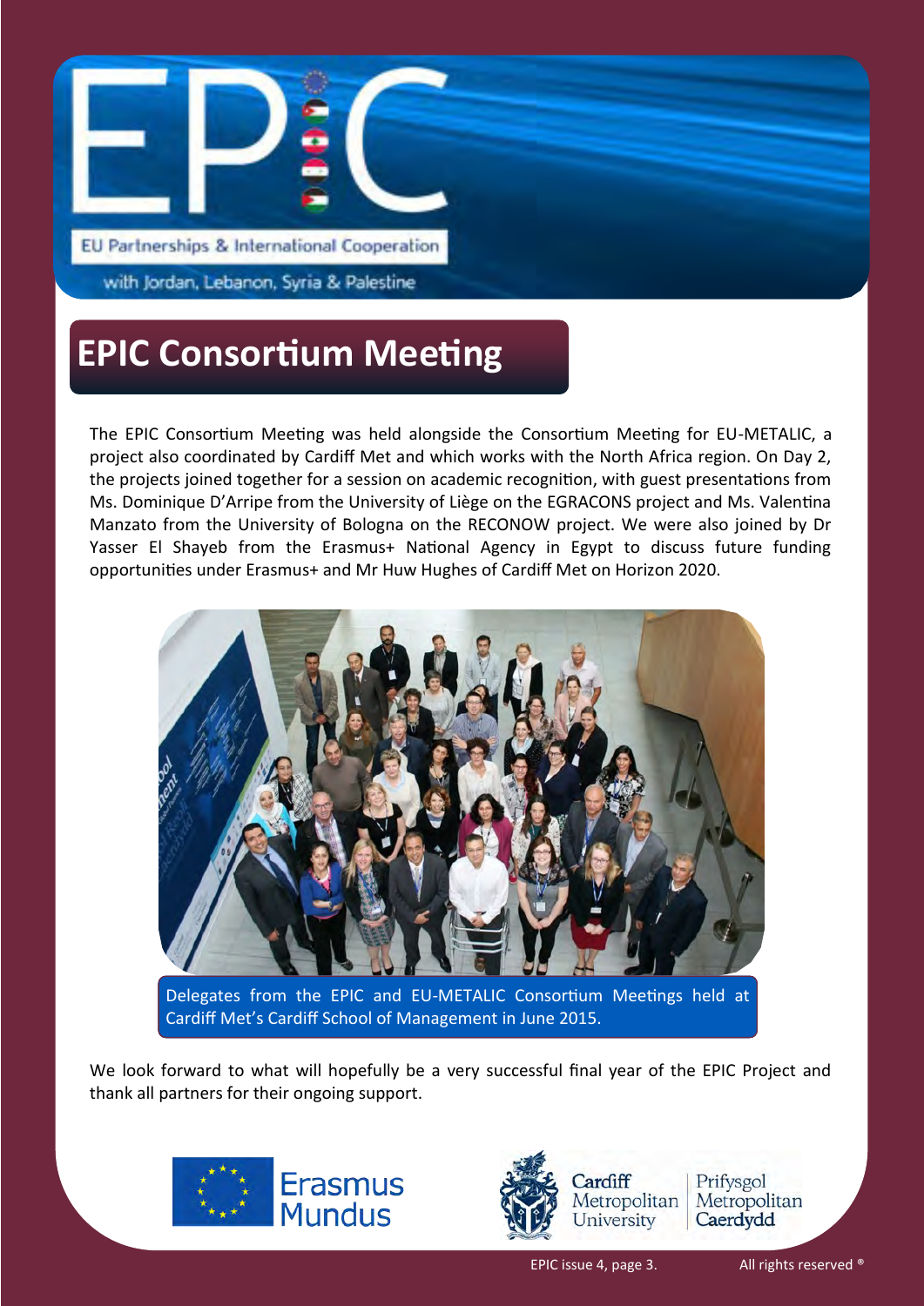# EPIC Consortium Meeting

The EPIC Consortium Meeting was held alongside the Consortium Meeting for EU-METALIC, a project also coordinated by Cardiff Met and which works with the North Africa region. On Day 2, the projects joined together for a session on academic recognition, with guest presentations from Ms. Dominique D'Arripe from the University of Liège on the EGRACONS project and Ms. Valentina Manzato from the University of Bologna on the RECONOW project. We were also joined by Dr Yasser El Shayeb from the Erasmus+ National Agency in Egypt to discuss future funding opportunities under Erasmus+ and Mr Huw Hughes of Cardiff Met on Horizon 2020.

Delegates from the EPIC and EU-METALIC Consortium Meetings held at Cardiff Met's Cardiff School of Management in June 2015.

We look forward to what will hopefully be a very successful final year of the EPIC Project and thank all partners for their ongoing support.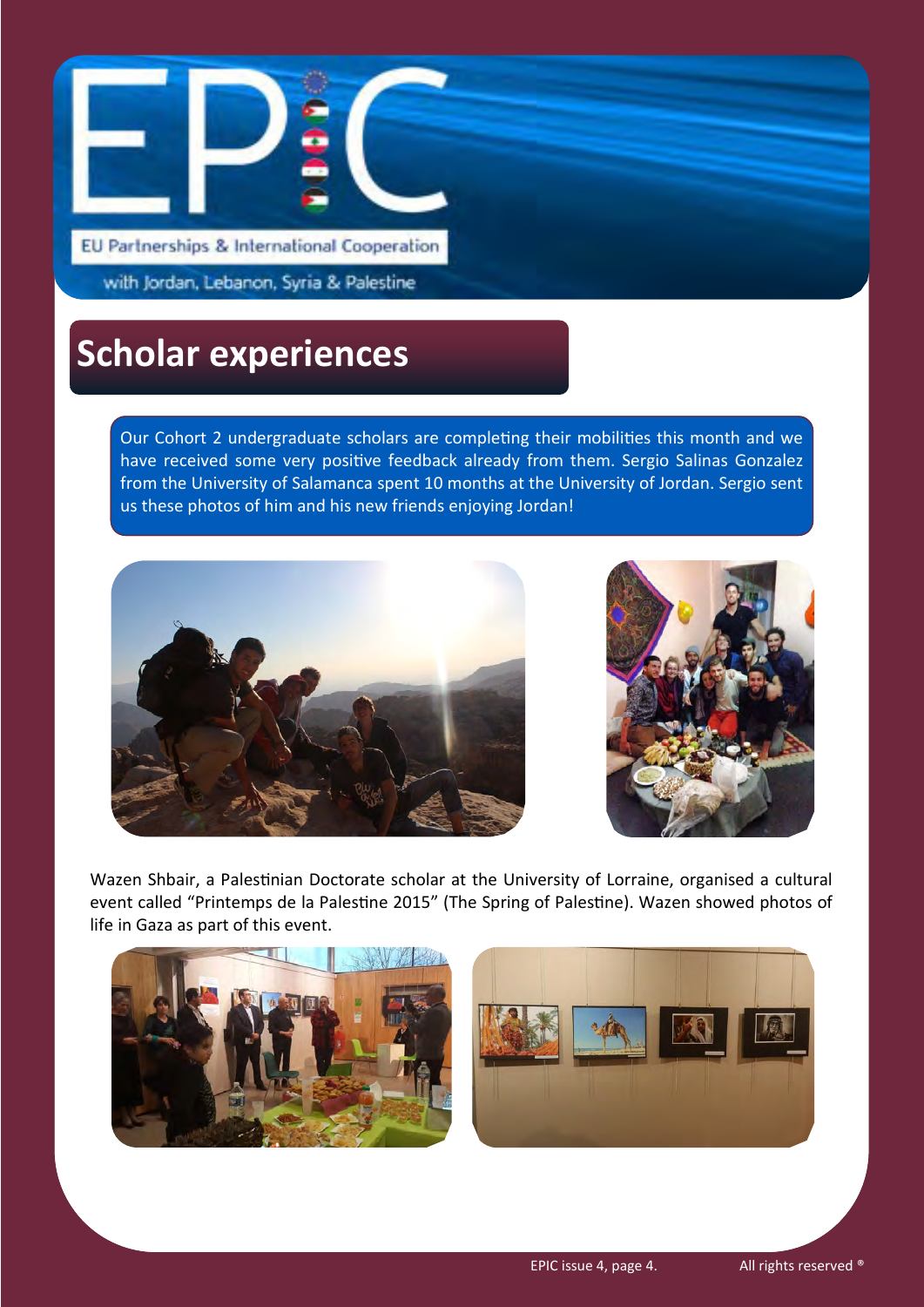# Scholar experiences

Our Cohort 2 undergraduate scholars are completing their mobilities this month and we have received some very positive feedback already from them. Sergio Salinas Gonzalez from the University of Salamanca spent 10 months at the University of Jordan. Sergio sent us these photos of him and his new friends enjoying Jordan!

Wazen Shbair, a Palestinian Doctorate scholar at the University of Lorraine, organised a cultural event called "Printemps de la Palestine 2015" (The Spring of Palestine). Wazen showed photos of life in Gaza as part of this event.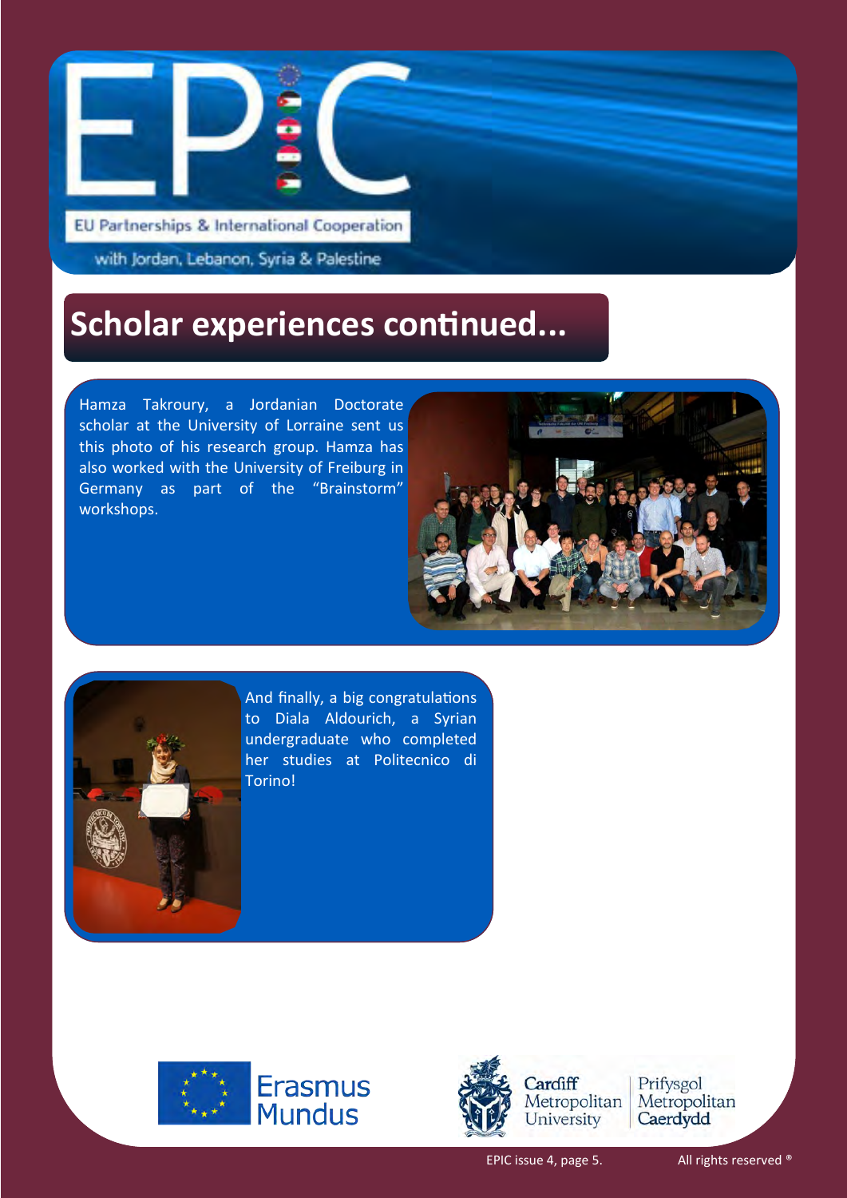## Scholar experiences continued...

Hamza Takroury, a Jordanian Doctorate scholar at the University of Lorraine sent us this photo of his research group. Hamza has also worked with the University of Freiburg in Germany as part of the "Brainstorm" workshops.

And finally, a big congratulations to Diala Aldourich, a Syrian undergraduate who completed her studies at Politecnico di Torino!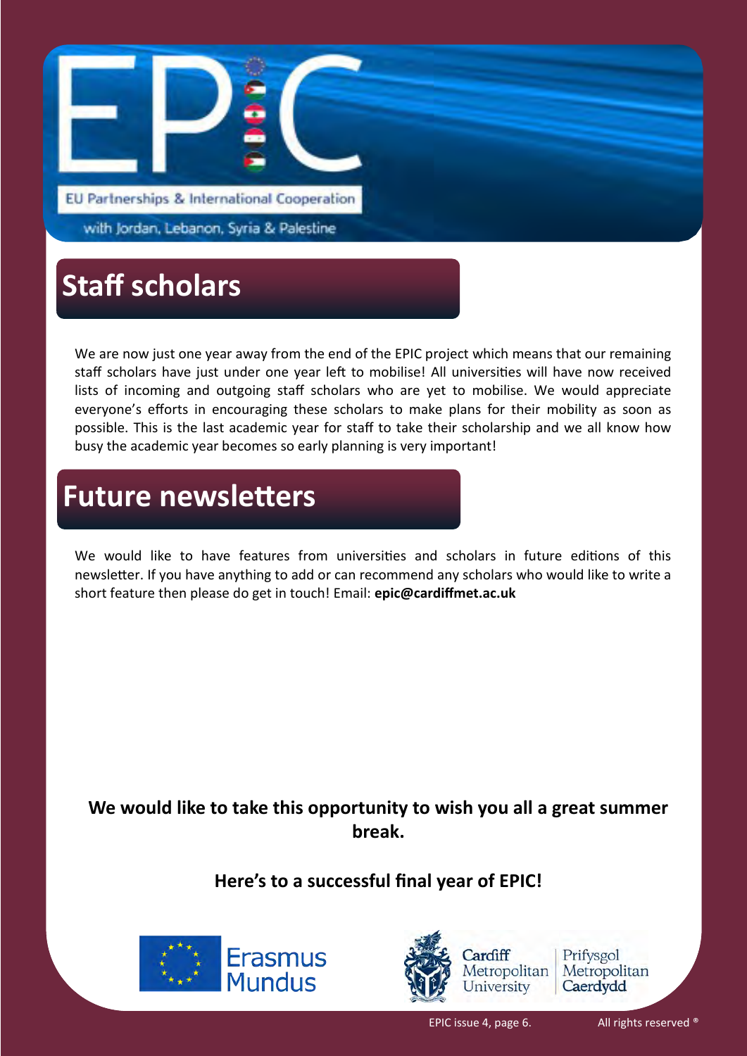EPIC

EU Partnerships & International Cooperation

with Jordan, Lebanon, Syria & Palestine

## Staff scholars

We are now just one year away from the end of the EPIC project which means that our remaining staff scholars have just under one year left to mobilise! All universities will have now received lists of incoming and outgoing staff scholars who are yet to mobilise. We would appreciate everyone's efforts in encouraging these scholars to make plans for their mobility as soon as possible. This is the last academic year for staff to take their scholarship and we all know how busy the academic year becomes so early planning is very important!

## Future newsletters

We would like to have features from universities and scholars in future editions of this newsletter. If you have anything to add or can recommend any scholars who would like to write a short feature then please do get in touch! Email: **epic@cardiffmet.ac.uk**

**We would like to take this opportunity to wish you all a great summer break.**

**Here's to a successful final year of EPIC!**

Erasmus Mundus

Cardiff Metropolitan University | Prifysgol Metropolitan Caerdydd

All rights reserved ®